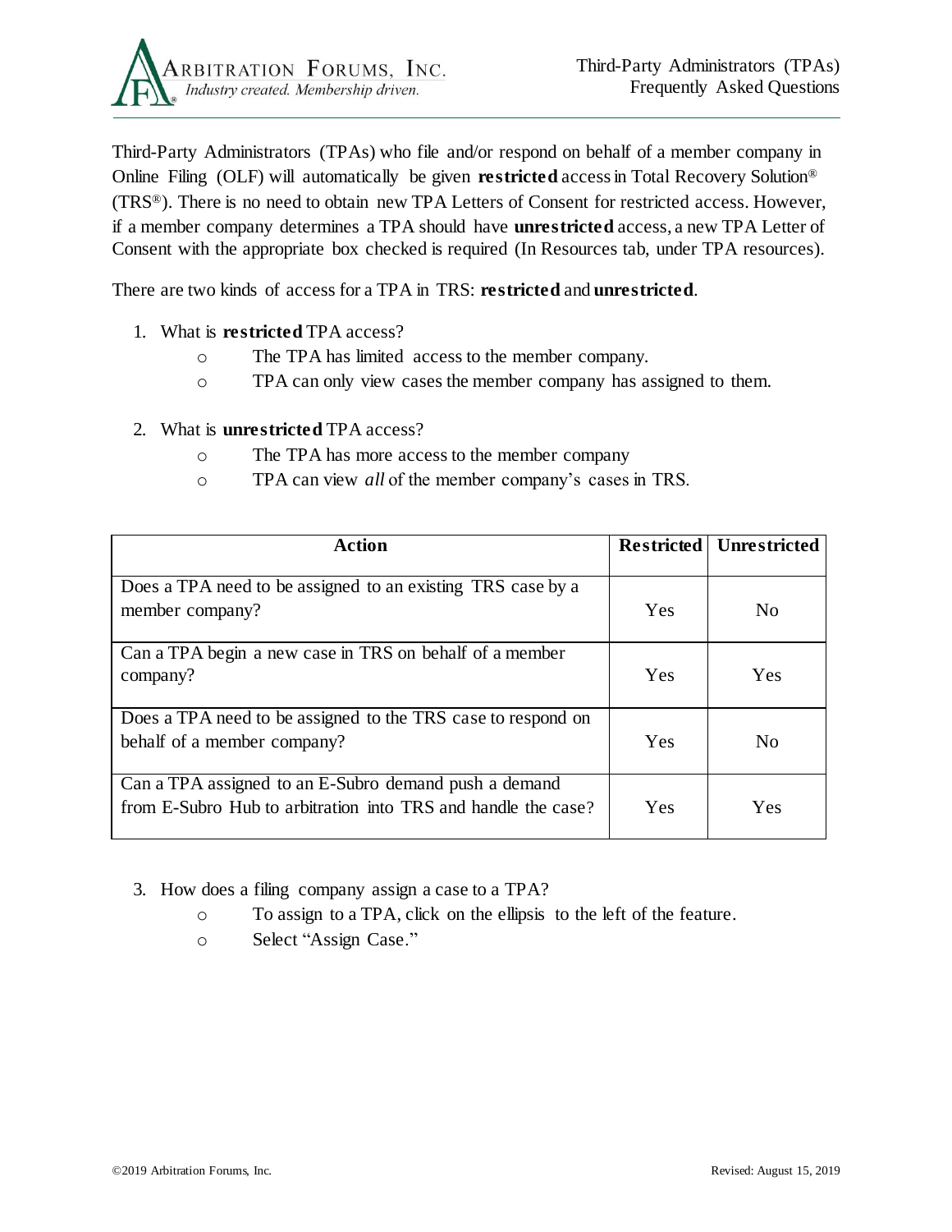# Third-Party Administrators (TPAs) Frequently Asked Questions

Third-Party Administrators (TPAs) who file and/or respond on behalf of a member company in Online Filing (OLF) will automatically be given **restricted** access in Total Recovery Solution® (TRS®). There is no need to obtain new TPA Letters of Consent for restricted access. However, if a member company determines a TPA should have **unrestricted** access, a new TPA Letter of Consent with the appropriate box checked is required (In Resources tab, under TPA resources).

There are two kinds of access for a TPA in TRS: **restricted** and **unrestricted**.

1. What is **restricted** TPA access?
   - The TPA has limited access to the member company.
   - TPA can only view cases the member company has assigned to them.

2. What is **unrestricted** TPA access?
   - The TPA has more access to the member company
   - TPA can view *all* of the member company's cases in TRS.

| Action | Restricted | Unrestricted |
|---|---|---|
| Does a TPA need to be assigned to an existing TRS case by a member company? | Yes | No |
| Can a TPA begin a new case in TRS on behalf of a member company? | Yes | Yes |
| Does a TPA need to be assigned to the TRS case to respond on behalf of a member company? | Yes | No |
| Can a TPA assigned to an E-Subro demand push a demand from E-Subro Hub to arbitration into TRS and handle the case? | Yes | Yes |

3. How does a filing company assign a case to a TPA?
   - To assign to a TPA, click on the ellipsis to the left of the feature.
   - Select "Assign Case."

©2019 Arbitration Forums, Inc. Revised: August 15, 2019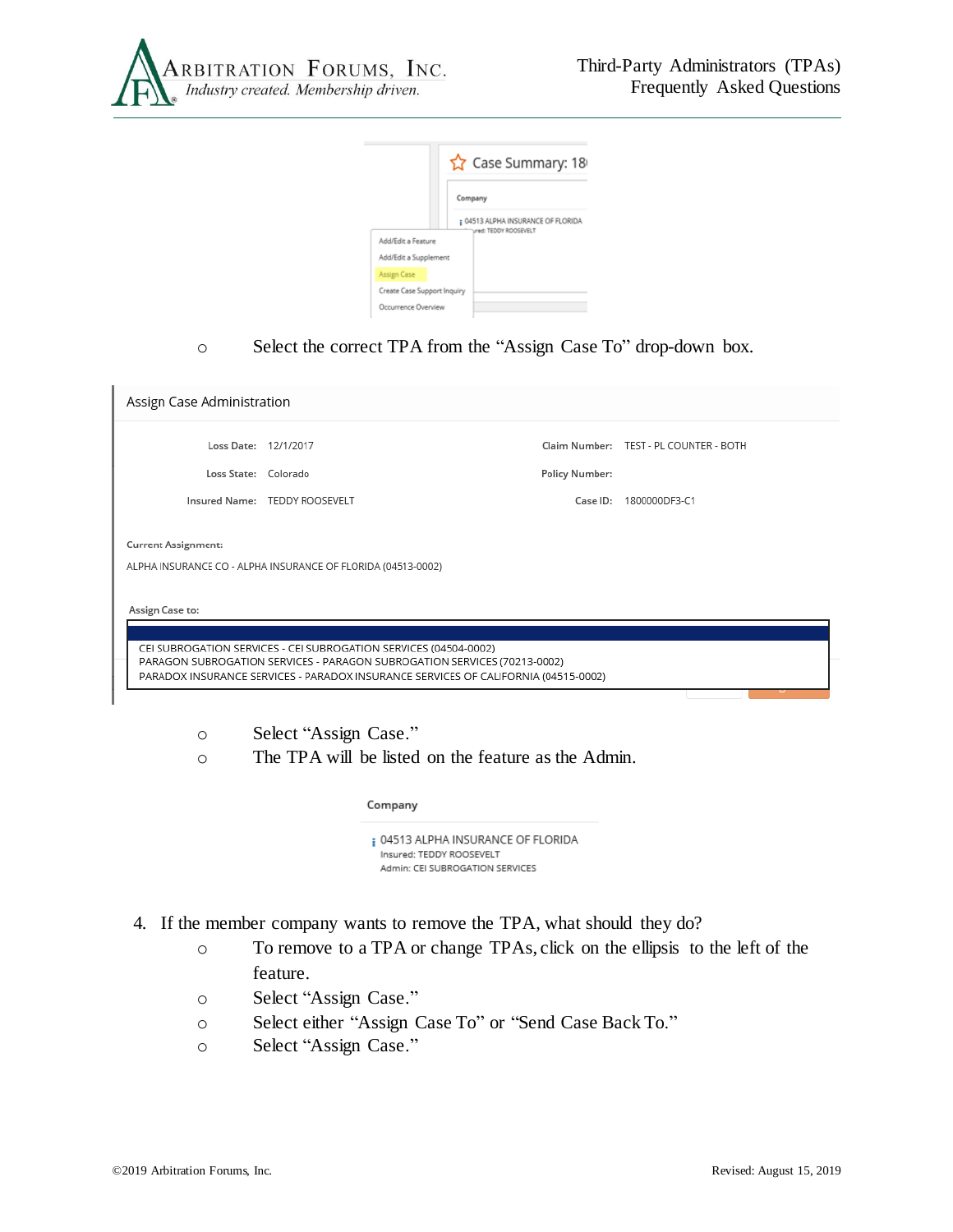- Select the correct TPA from the "Assign Case To" drop-down box.

- Select "Assign Case."
- The TPA will be listed on the feature as the Admin.

4. If the member company wants to remove the TPA, what should they do?
   - To remove to a TPA or change TPAs, click on the ellipsis to the left of the feature.
   - Select "Assign Case."
   - Select either "Assign Case To" or "Send Case Back To."
   - Select "Assign Case."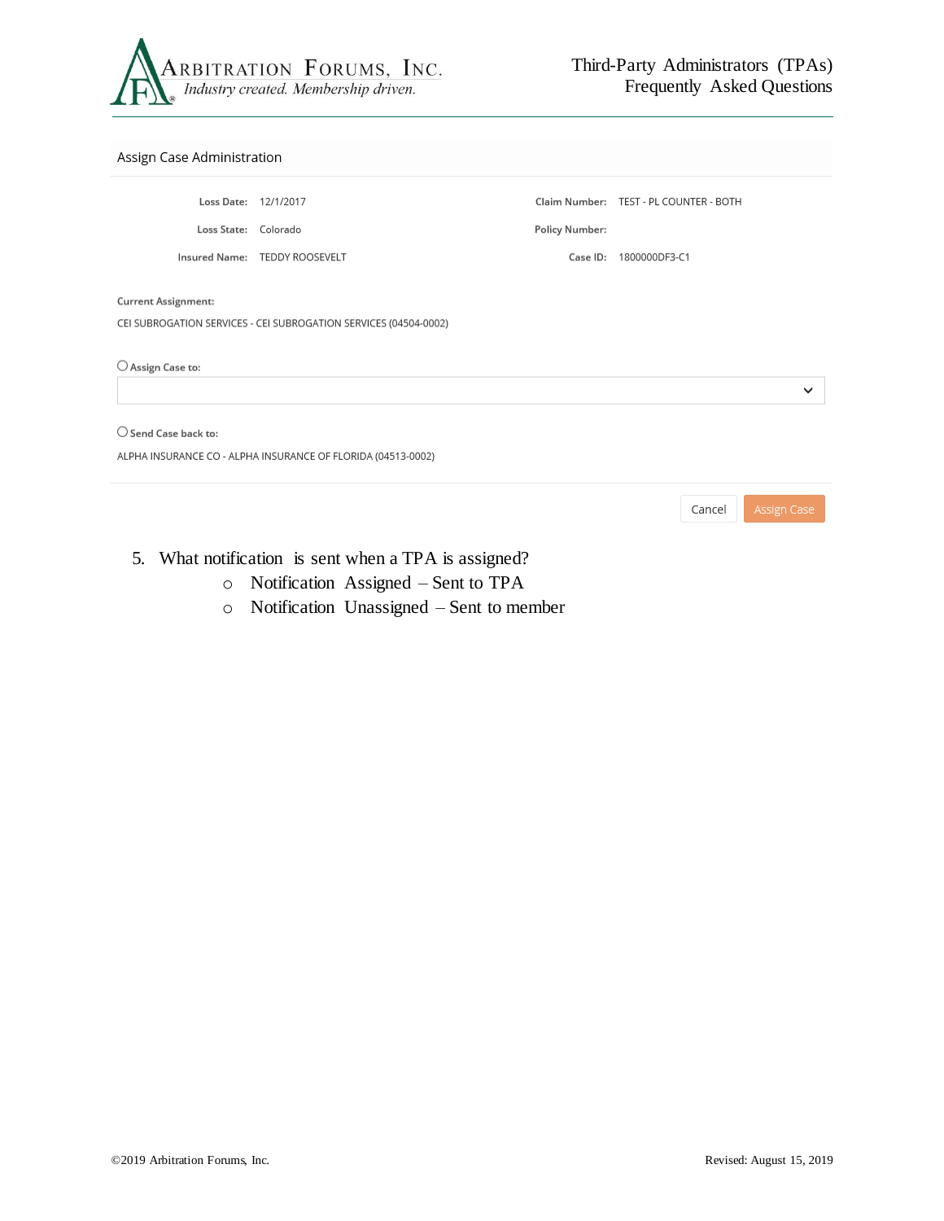Assign Case Administration

| | | | |
|---|---|---|---|
| Loss Date: | 12/1/2017 | Claim Number: | TEST - PL COUNTER - BOTH |
| Loss State: | Colorado | Policy Number: | |
| Insured Name: | TEDDY ROOSEVELT | Case ID: | 1800000DF3-C1 |

**Current Assignment:**

CEI SUBROGATION SERVICES - CEI SUBROGATION SERVICES (04504-0002)

○ **Assign Case to:**

○ **Send Case back to:**

ALPHA INSURANCE CO - ALPHA INSURANCE OF FLORIDA (04513-0002)

Cancel | Assign Case

5. What notification is sent when a TPA is assigned?
    - Notification Assigned – Sent to TPA
    - Notification Unassigned – Sent to member